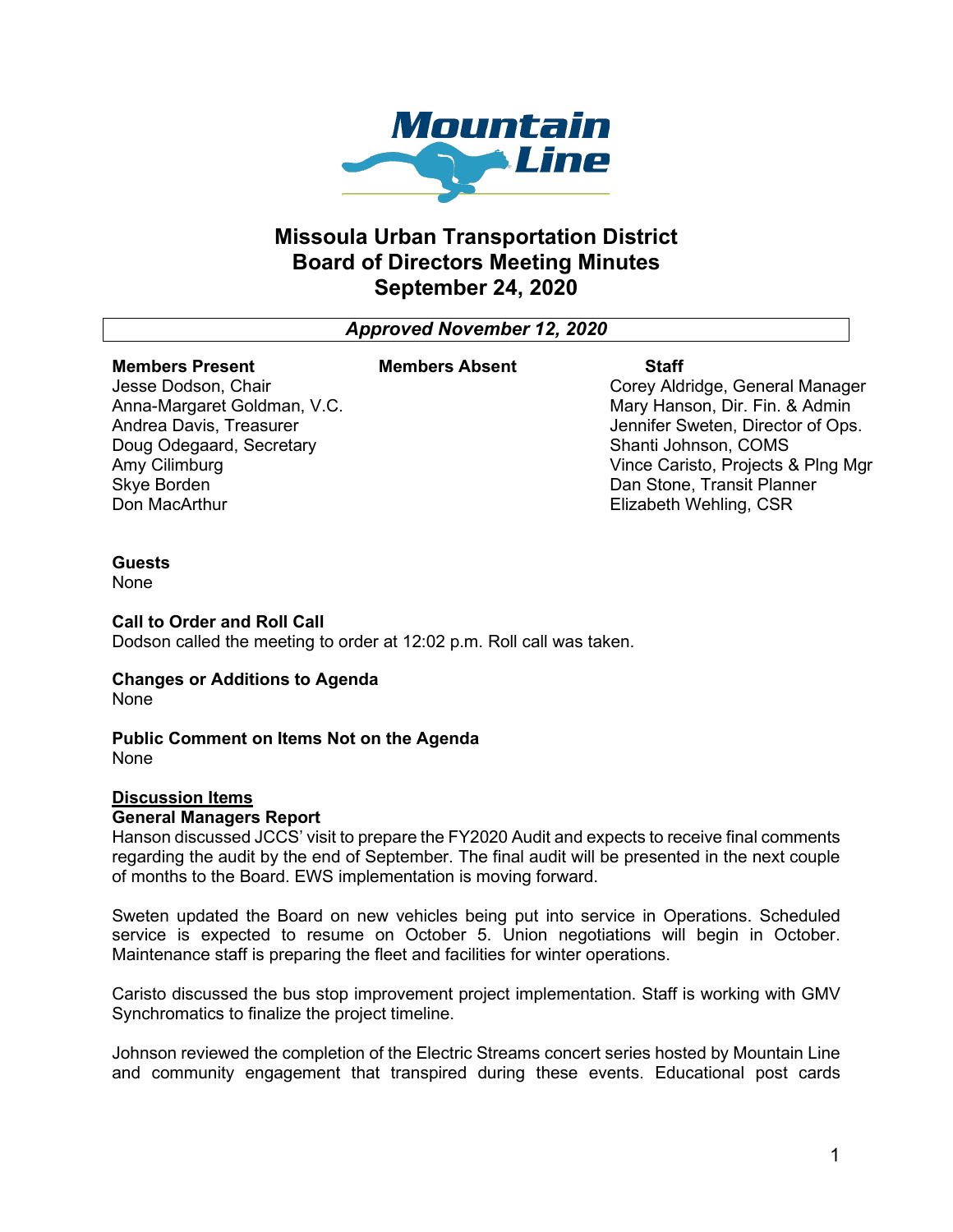Mountain Line

# Missoula Urban Transportation District
# Board of Directors Meeting Minutes
# September 24, 2020

***Approved November 12, 2020***

| Members Present | Members Absent | Staff |
|---|---|---|
| Jesse Dodson, Chair | | Corey Aldridge, General Manager |
| Anna-Margaret Goldman, V.C. | | Mary Hanson, Dir. Fin. & Admin |
| Andrea Davis, Treasurer | | Jennifer Sweten, Director of Ops. |
| Doug Odegaard, Secretary | | Shanti Johnson, COMS |
| Amy Cilimburg | | Vince Caristo, Projects & Plng Mgr |
| Skye Borden | | Dan Stone, Transit Planner |
| Don MacArthur | | Elizabeth Wehling, CSR |

**Guests**
None

**Call to Order and Roll Call**
Dodson called the meeting to order at 12:02 p.m. Roll call was taken.

**Changes or Additions to Agenda**
None

**Public Comment on Items Not on the Agenda**
None

**Discussion Items**

**General Managers Report**
Hanson discussed JCCS' visit to prepare the FY2020 Audit and expects to receive final comments regarding the audit by the end of September. The final audit will be presented in the next couple of months to the Board. EWS implementation is moving forward.

Sweten updated the Board on new vehicles being put into service in Operations. Scheduled service is expected to resume on October 5. Union negotiations will begin in October. Maintenance staff is preparing the fleet and facilities for winter operations.

Caristo discussed the bus stop improvement project implementation. Staff is working with GMV Synchromatics to finalize the project timeline.

Johnson reviewed the completion of the Electric Streams concert series hosted by Mountain Line and community engagement that transpired during these events. Educational post cards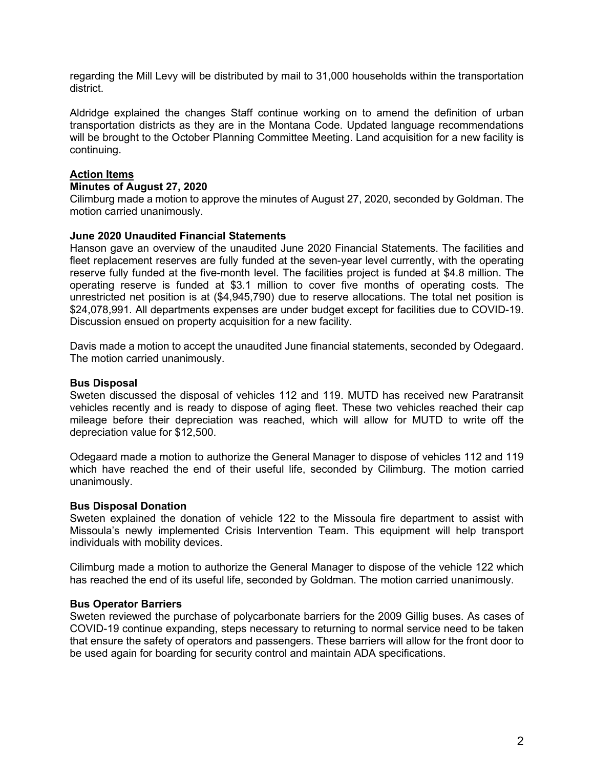regarding the Mill Levy will be distributed by mail to 31,000 households within the transportation district.

Aldridge explained the changes Staff continue working on to amend the definition of urban transportation districts as they are in the Montana Code. Updated language recommendations will be brought to the October Planning Committee Meeting. Land acquisition for a new facility is continuing.

## Action Items

### Minutes of August 27, 2020

Cilimburg made a motion to approve the minutes of August 27, 2020, seconded by Goldman. The motion carried unanimously.

### June 2020 Unaudited Financial Statements

Hanson gave an overview of the unaudited June 2020 Financial Statements. The facilities and fleet replacement reserves are fully funded at the seven-year level currently, with the operating reserve fully funded at the five-month level. The facilities project is funded at $4.8 million. The operating reserve is funded at $3.1 million to cover five months of operating costs. The unrestricted net position is at ($4,945,790) due to reserve allocations. The total net position is $24,078,991. All departments expenses are under budget except for facilities due to COVID-19. Discussion ensued on property acquisition for a new facility.

Davis made a motion to accept the unaudited June financial statements, seconded by Odegaard. The motion carried unanimously.

### Bus Disposal

Sweten discussed the disposal of vehicles 112 and 119. MUTD has received new Paratransit vehicles recently and is ready to dispose of aging fleet. These two vehicles reached their cap mileage before their depreciation was reached, which will allow for MUTD to write off the depreciation value for $12,500.

Odegaard made a motion to authorize the General Manager to dispose of vehicles 112 and 119 which have reached the end of their useful life, seconded by Cilimburg. The motion carried unanimously.

### Bus Disposal Donation

Sweten explained the donation of vehicle 122 to the Missoula fire department to assist with Missoula's newly implemented Crisis Intervention Team. This equipment will help transport individuals with mobility devices.

Cilimburg made a motion to authorize the General Manager to dispose of the vehicle 122 which has reached the end of its useful life, seconded by Goldman. The motion carried unanimously.

### Bus Operator Barriers

Sweten reviewed the purchase of polycarbonate barriers for the 2009 Gillig buses. As cases of COVID-19 continue expanding, steps necessary to returning to normal service need to be taken that ensure the safety of operators and passengers. These barriers will allow for the front door to be used again for boarding for security control and maintain ADA specifications.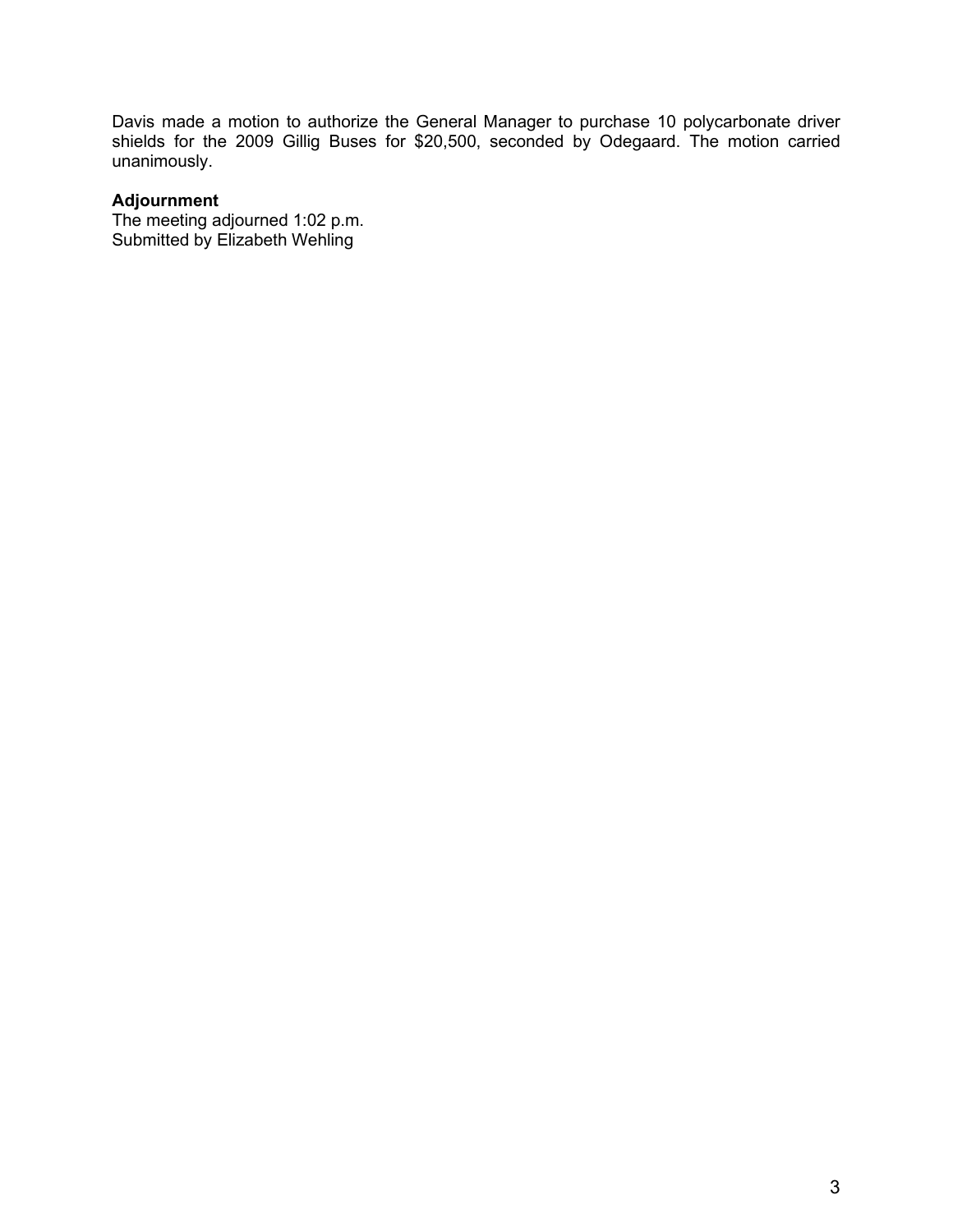Davis made a motion to authorize the General Manager to purchase 10 polycarbonate driver shields for the 2009 Gillig Buses for $20,500, seconded by Odegaard. The motion carried unanimously.

**Adjournment**

The meeting adjourned 1:02 p.m.
Submitted by Elizabeth Wehling